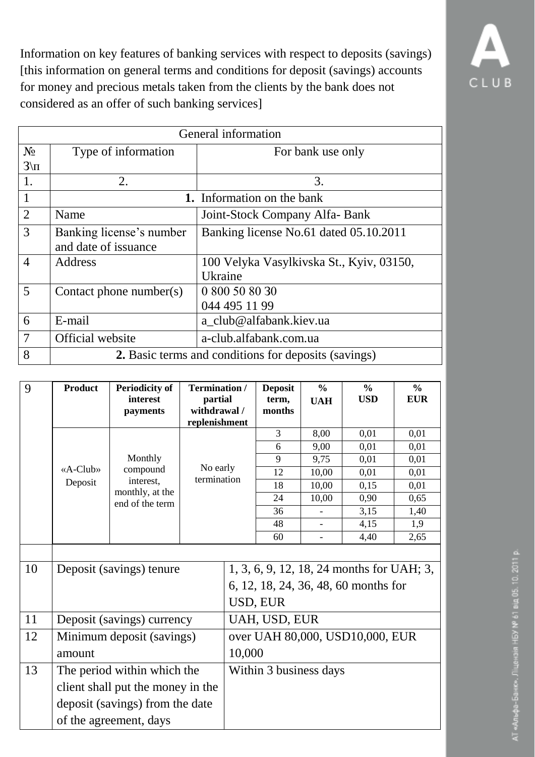Information on key features of banking services with respect to deposits (savings) [this information on general terms and conditions for deposit (savings) accounts for money and precious metals taken from the clients by the bank does not considered as an offer of such banking services]

| General information | | |
|---|---|---|
| №<br>З\п | Type of information | For bank use only |
| 1. | 2. | 3. |
| 1 | **1.** Information on the bank | |
| 2 | Name | Joint-Stock Company Alfa- Bank |
| 3 | Banking license's number and date of issuance | Banking license No.61 dated 05.10.2011 |
| 4 | Address | 100 Velyka Vasylkivska St., Kyiv, 03150, Ukraine |
| 5 | Contact phone number(s) | 0 800 50 80 30<br>044 495 11 99 |
| 6 | E-mail | a_club@alfabank.kiev.ua |
| 7 | Official website | a-club.alfabank.com.ua |
| 8 | **2.** Basic terms and conditions for deposits (savings) | |

| 9 | Product | Periodicity of interest payments | Termination / partial withdrawal / replenishment | Deposit term, months | % UAH | % USD | % EUR |
|---|---|---|---|---|---|---|---|
| | «A-Club» Deposit | Monthly compound interest, monthly, at the end of the term | No early termination | 3 | 8,00 | 0,01 | 0,01 |
| | | | | 6 | 9,00 | 0,01 | 0,01 |
| | | | | 9 | 9,75 | 0,01 | 0,01 |
| | | | | 12 | 10,00 | 0,01 | 0,01 |
| | | | | 18 | 10,00 | 0,15 | 0,01 |
| | | | | 24 | 10,00 | 0,90 | 0,65 |
| | | | | 36 | - | 3,15 | 1,40 |
| | | | | 48 | - | 4,15 | 1,9 |
| | | | | 60 | - | 4,40 | 2,65 |

| | | |
|---|---|---|
| 10 | Deposit (savings) tenure | 1, 3, 6, 9, 12, 18, 24 months for UAH; 3, 6, 12, 18, 24, 36, 48, 60 months for USD, EUR |
| 11 | Deposit (savings) currency | UAH, USD, EUR |
| 12 | Minimum deposit (savings) amount | over UAH 80,000, USD10,000, EUR 10,000 |
| 13 | The period within which the client shall put the money in the deposit (savings) from the date of the agreement, days | Within 3 business days |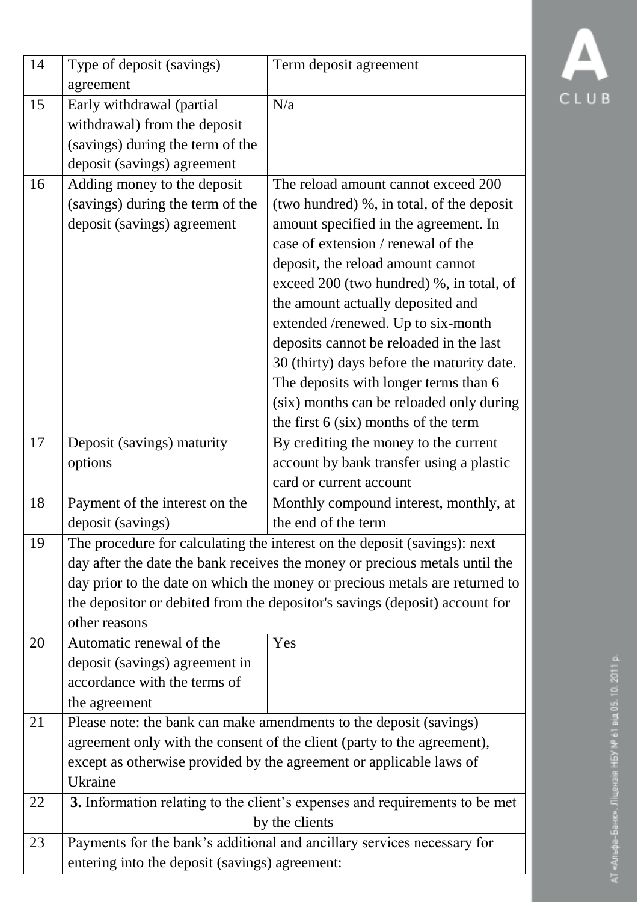| | | |
|---|---|---|
| 14 | Type of deposit (savings) agreement | Term deposit agreement |
| 15 | Early withdrawal (partial withdrawal) from the deposit (savings) during the term of the deposit (savings) agreement | N/a |
| 16 | Adding money to the deposit (savings) during the term of the deposit (savings) agreement | The reload amount cannot exceed 200 (two hundred) %, in total, of the deposit amount specified in the agreement. In case of extension / renewal of the deposit, the reload amount cannot exceed 200 (two hundred) %, in total, of the amount actually deposited and extended /renewed. Up to six-month deposits cannot be reloaded in the last 30 (thirty) days before the maturity date. The deposits with longer terms than 6 (six) months can be reloaded only during the first 6 (six) months of the term |
| 17 | Deposit (savings) maturity options | By crediting the money to the current account by bank transfer using a plastic card or current account |
| 18 | Payment of the interest on the deposit (savings) | Monthly compound interest, monthly, at the end of the term |
| 19 | The procedure for calculating the interest on the deposit (savings): next day after the date the bank receives the money or precious metals until the day prior to the date on which the money or precious metals are returned to the depositor or debited from the depositor's savings (deposit) account for other reasons | |
| 20 | Automatic renewal of the deposit (savings) agreement in accordance with the terms of the agreement | Yes |
| 21 | Please note: the bank can make amendments to the deposit (savings) agreement only with the consent of the client (party to the agreement), except as otherwise provided by the agreement or applicable laws of Ukraine | |
| 22 | **3.** Information relating to the client's expenses and requirements to be met by the clients | |
| 23 | Payments for the bank's additional and ancillary services necessary for entering into the deposit (savings) agreement: | |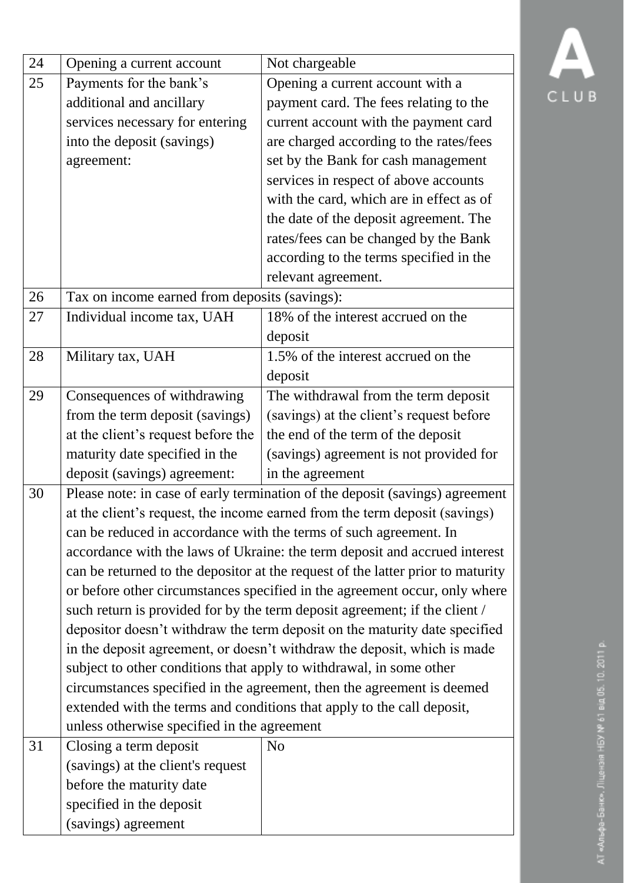| 24 | Opening a current account | Not chargeable |
|---|---|---|
| 25 | Payments for the bank's additional and ancillary services necessary for entering into the deposit (savings) agreement: | Opening a current account with a payment card. The fees relating to the current account with the payment card are charged according to the rates/fees set by the Bank for cash management services in respect of above accounts with the card, which are in effect as of the date of the deposit agreement. The rates/fees can be changed by the Bank according to the terms specified in the relevant agreement. |
| 26 | Tax on income earned from deposits (savings): | |
| 27 | Individual income tax, UAH | 18% of the interest accrued on the deposit |
| 28 | Military tax, UAH | 1.5% of the interest accrued on the deposit |
| 29 | Consequences of withdrawing from the term deposit (savings) at the client's request before the maturity date specified in the deposit (savings) agreement: | The withdrawal from the term deposit (savings) at the client's request before the end of the term of the deposit (savings) agreement is not provided for in the agreement |
| 30 | Please note: in case of early termination of the deposit (savings) agreement at the client's request, the income earned from the term deposit (savings) can be reduced in accordance with the terms of such agreement. In accordance with the laws of Ukraine: the term deposit and accrued interest can be returned to the depositor at the request of the latter prior to maturity or before other circumstances specified in the agreement occur, only where such return is provided for by the term deposit agreement; if the client / depositor doesn't withdraw the term deposit on the maturity date specified in the deposit agreement, or doesn't withdraw the deposit, which is made subject to other conditions that apply to withdrawal, in some other circumstances specified in the agreement, then the agreement is deemed extended with the terms and conditions that apply to the call deposit, unless otherwise specified in the agreement | |
| 31 | Closing a term deposit (savings) at the client's request before the maturity date specified in the deposit (savings) agreement | No |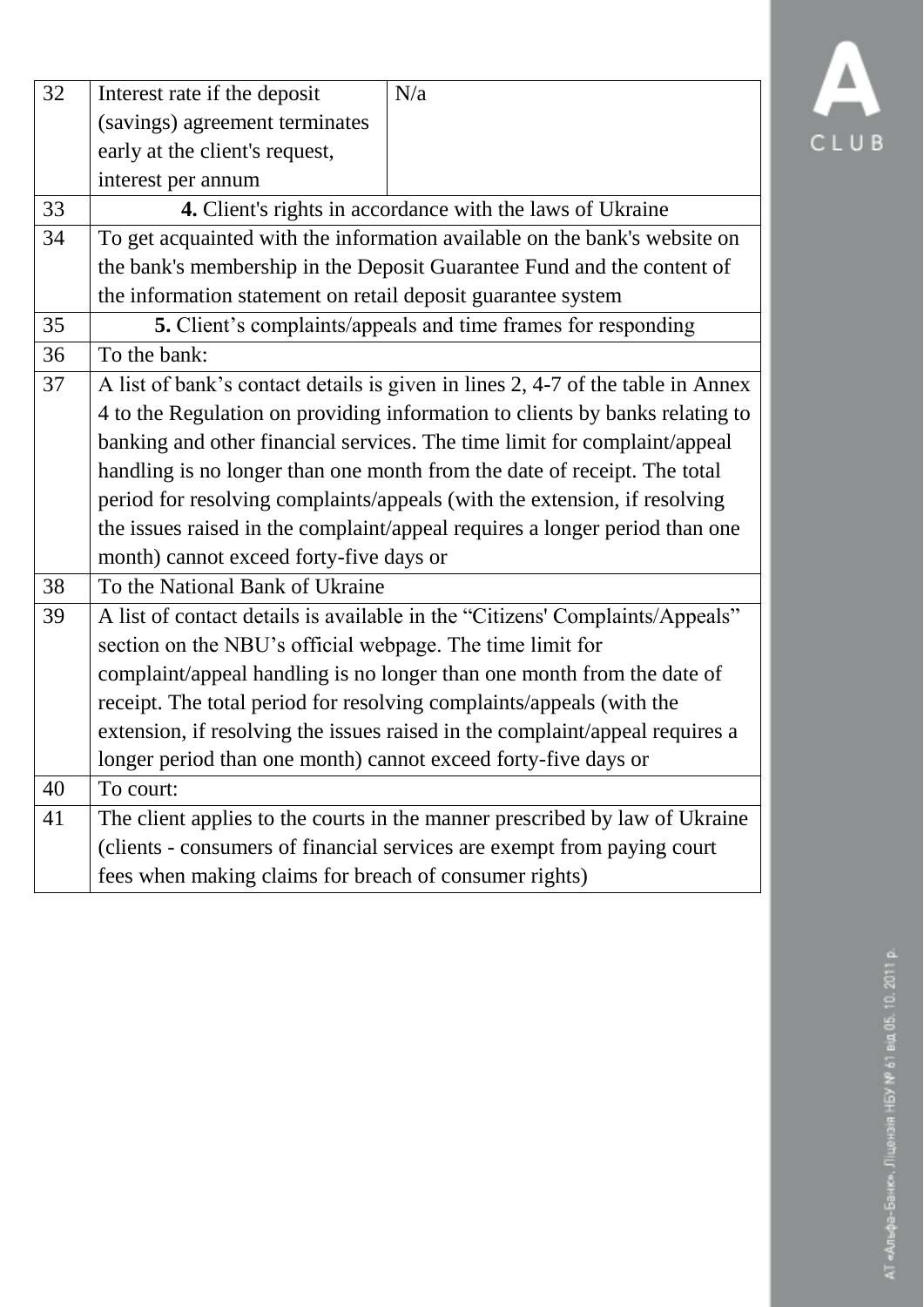| | | |
|---|---|---|
| 32 | Interest rate if the deposit (savings) agreement terminates early at the client's request, interest per annum | N/a |
| 33 | **4.** Client's rights in accordance with the laws of Ukraine | |
| 34 | To get acquainted with the information available on the bank's website on the bank's membership in the Deposit Guarantee Fund and the content of the information statement on retail deposit guarantee system | |
| 35 | **5.** Client's complaints/appeals and time frames for responding | |
| 36 | To the bank: | |
| 37 | A list of bank's contact details is given in lines 2, 4-7 of the table in Annex 4 to the Regulation on providing information to clients by banks relating to banking and other financial services. The time limit for complaint/appeal handling is no longer than one month from the date of receipt. The total period for resolving complaints/appeals (with the extension, if resolving the issues raised in the complaint/appeal requires a longer period than one month) cannot exceed forty-five days or | |
| 38 | To the National Bank of Ukraine | |
| 39 | A list of contact details is available in the "Citizens' Complaints/Appeals" section on the NBU's official webpage. The time limit for complaint/appeal handling is no longer than one month from the date of receipt. The total period for resolving complaints/appeals (with the extension, if resolving the issues raised in the complaint/appeal requires a longer period than one month) cannot exceed forty-five days or | |
| 40 | To court: | |
| 41 | The client applies to the courts in the manner prescribed by law of Ukraine (clients - consumers of financial services are exempt from paying court fees when making claims for breach of consumer rights) | |

АТ «Альфа-Банк». Ліцензія НБУ № 61 від 05. 10. 2011 р.